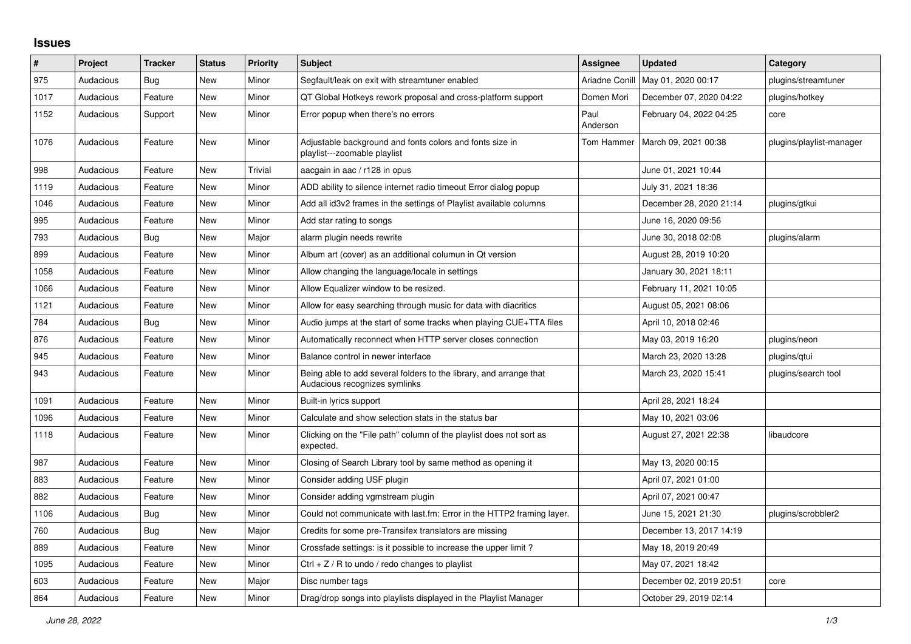# Issues

| # | Project | Tracker | Status | Priority | Subject | Assignee | Updated | Category |
|---|---|---|---|---|---|---|---|---|
| 975 | Audacious | Bug | New | Minor | Segfault/leak on exit with streamtuner enabled | Ariadne Conill | May 01, 2020 00:17 | plugins/streamtuner |
| 1017 | Audacious | Feature | New | Minor | QT Global Hotkeys rework proposal and cross-platform support | Domen Mori | December 07, 2020 04:22 | plugins/hotkey |
| 1152 | Audacious | Support | New | Minor | Error popup when there's no errors | Paul Anderson | February 04, 2022 04:25 | core |
| 1076 | Audacious | Feature | New | Minor | Adjustable background and fonts colors and fonts size in playlist---zoomable playlist | Tom Hammer | March 09, 2021 00:38 | plugins/playlist-manager |
| 998 | Audacious | Feature | New | Trivial | aacgain in aac / r128 in opus | | June 01, 2021 10:44 | |
| 1119 | Audacious | Feature | New | Minor | ADD ability to silence internet radio timeout Error dialog popup | | July 31, 2021 18:36 | |
| 1046 | Audacious | Feature | New | Minor | Add all id3v2 frames in the settings of Playlist available columns | | December 28, 2020 21:14 | plugins/gtkui |
| 995 | Audacious | Feature | New | Minor | Add star rating to songs | | June 16, 2020 09:56 | |
| 793 | Audacious | Bug | New | Major | alarm plugin needs rewrite | | June 30, 2018 02:08 | plugins/alarm |
| 899 | Audacious | Feature | New | Minor | Album art (cover) as an additional columun in Qt version | | August 28, 2019 10:20 | |
| 1058 | Audacious | Feature | New | Minor | Allow changing the language/locale in settings | | January 30, 2021 18:11 | |
| 1066 | Audacious | Feature | New | Minor | Allow Equalizer window to be resized. | | February 11, 2021 10:05 | |
| 1121 | Audacious | Feature | New | Minor | Allow for easy searching through music for data with diacritics | | August 05, 2021 08:06 | |
| 784 | Audacious | Bug | New | Minor | Audio jumps at the start of some tracks when playing CUE+TTA files | | April 10, 2018 02:46 | |
| 876 | Audacious | Feature | New | Minor | Automatically reconnect when HTTP server closes connection | | May 03, 2019 16:20 | plugins/neon |
| 945 | Audacious | Feature | New | Minor | Balance control in newer interface | | March 23, 2020 13:28 | plugins/qtui |
| 943 | Audacious | Feature | New | Minor | Being able to add several folders to the library, and arrange that Audacious recognizes symlinks | | March 23, 2020 15:41 | plugins/search tool |
| 1091 | Audacious | Feature | New | Minor | Built-in lyrics support | | April 28, 2021 18:24 | |
| 1096 | Audacious | Feature | New | Minor | Calculate and show selection stats in the status bar | | May 10, 2021 03:06 | |
| 1118 | Audacious | Feature | New | Minor | Clicking on the "File path" column of the playlist does not sort as expected. | | August 27, 2021 22:38 | libaudcore |
| 987 | Audacious | Feature | New | Minor | Closing of Search Library tool by same method as opening it | | May 13, 2020 00:15 | |
| 883 | Audacious | Feature | New | Minor | Consider adding USF plugin | | April 07, 2021 01:00 | |
| 882 | Audacious | Feature | New | Minor | Consider adding vgmstream plugin | | April 07, 2021 00:47 | |
| 1106 | Audacious | Bug | New | Minor | Could not communicate with last.fm: Error in the HTTP2 framing layer. | | June 15, 2021 21:30 | plugins/scrobbler2 |
| 760 | Audacious | Bug | New | Major | Credits for some pre-Transifex translators are missing | | December 13, 2017 14:19 | |
| 889 | Audacious | Feature | New | Minor | Crossfade settings: is it possible to increase the upper limit ? | | May 18, 2019 20:49 | |
| 1095 | Audacious | Feature | New | Minor | Ctrl + Z / R to undo / redo changes to playlist | | May 07, 2021 18:42 | |
| 603 | Audacious | Feature | New | Major | Disc number tags | | December 02, 2019 20:51 | core |
| 864 | Audacious | Feature | New | Minor | Drag/drop songs into playlists displayed in the Playlist Manager | | October 29, 2019 02:14 | |

*June 28, 2022*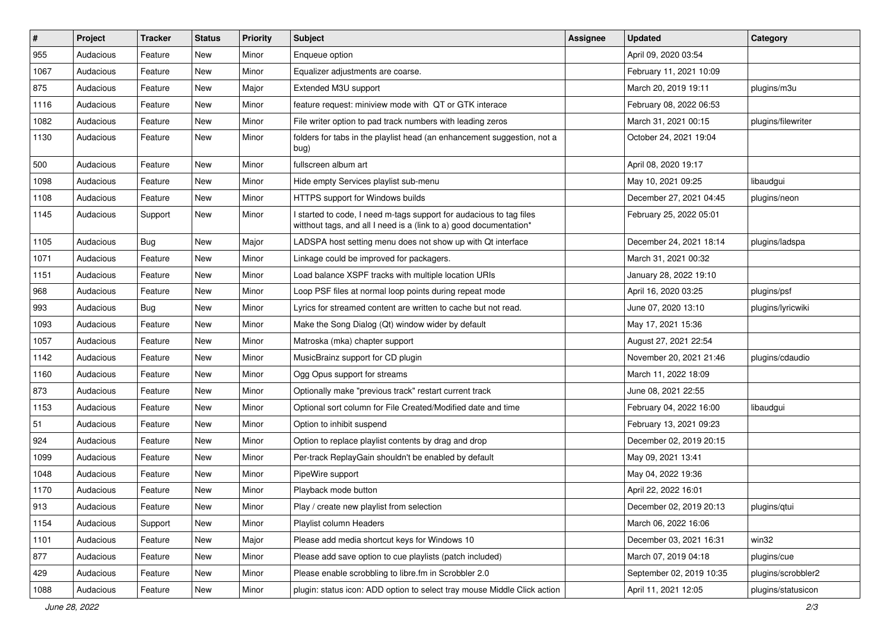| # | Project | Tracker | Status | Priority | Subject | Assignee | Updated | Category |
|---|---|---|---|---|---|---|---|---|
| 955 | Audacious | Feature | New | Minor | Enqueue option | | April 09, 2020 03:54 | |
| 1067 | Audacious | Feature | New | Minor | Equalizer adjustments are coarse. | | February 11, 2021 10:09 | |
| 875 | Audacious | Feature | New | Major | Extended M3U support | | March 20, 2019 19:11 | plugins/m3u |
| 1116 | Audacious | Feature | New | Minor | feature request: miniview mode with QT or GTK interace | | February 08, 2022 06:53 | |
| 1082 | Audacious | Feature | New | Minor | File writer option to pad track numbers with leading zeros | | March 31, 2021 00:15 | plugins/filewriter |
| 1130 | Audacious | Feature | New | Minor | folders for tabs in the playlist head (an enhancement suggestion, not a bug) | | October 24, 2021 19:04 | |
| 500 | Audacious | Feature | New | Minor | fullscreen album art | | April 08, 2020 19:17 | |
| 1098 | Audacious | Feature | New | Minor | Hide empty Services playlist sub-menu | | May 10, 2021 09:25 | libaudgui |
| 1108 | Audacious | Feature | New | Minor | HTTPS support for Windows builds | | December 27, 2021 04:45 | plugins/neon |
| 1145 | Audacious | Support | New | Minor | I started to code, I need m-tags support for audacious to tag files witthout tags, and all I need is a (link to a) good documentation* | | February 25, 2022 05:01 | |
| 1105 | Audacious | Bug | New | Major | LADSPA host setting menu does not show up with Qt interface | | December 24, 2021 18:14 | plugins/ladspa |
| 1071 | Audacious | Feature | New | Minor | Linkage could be improved for packagers. | | March 31, 2021 00:32 | |
| 1151 | Audacious | Feature | New | Minor | Load balance XSPF tracks with multiple location URIs | | January 28, 2022 19:10 | |
| 968 | Audacious | Feature | New | Minor | Loop PSF files at normal loop points during repeat mode | | April 16, 2020 03:25 | plugins/psf |
| 993 | Audacious | Bug | New | Minor | Lyrics for streamed content are written to cache but not read. | | June 07, 2020 13:10 | plugins/lyricwiki |
| 1093 | Audacious | Feature | New | Minor | Make the Song Dialog (Qt) window wider by default | | May 17, 2021 15:36 | |
| 1057 | Audacious | Feature | New | Minor | Matroska (mka) chapter support | | August 27, 2021 22:54 | |
| 1142 | Audacious | Feature | New | Minor | MusicBrainz support for CD plugin | | November 20, 2021 21:46 | plugins/cdaudio |
| 1160 | Audacious | Feature | New | Minor | Ogg Opus support for streams | | March 11, 2022 18:09 | |
| 873 | Audacious | Feature | New | Minor | Optionally make "previous track" restart current track | | June 08, 2021 22:55 | |
| 1153 | Audacious | Feature | New | Minor | Optional sort column for File Created/Modified date and time | | February 04, 2022 16:00 | libaudgui |
| 51 | Audacious | Feature | New | Minor | Option to inhibit suspend | | February 13, 2021 09:23 | |
| 924 | Audacious | Feature | New | Minor | Option to replace playlist contents by drag and drop | | December 02, 2019 20:15 | |
| 1099 | Audacious | Feature | New | Minor | Per-track ReplayGain shouldn't be enabled by default | | May 09, 2021 13:41 | |
| 1048 | Audacious | Feature | New | Minor | PipeWire support | | May 04, 2022 19:36 | |
| 1170 | Audacious | Feature | New | Minor | Playback mode button | | April 22, 2022 16:01 | |
| 913 | Audacious | Feature | New | Minor | Play / create new playlist from selection | | December 02, 2019 20:13 | plugins/qtui |
| 1154 | Audacious | Support | New | Minor | Playlist column Headers | | March 06, 2022 16:06 | |
| 1101 | Audacious | Feature | New | Major | Please add media shortcut keys for Windows 10 | | December 03, 2021 16:31 | win32 |
| 877 | Audacious | Feature | New | Minor | Please add save option to cue playlists (patch included) | | March 07, 2019 04:18 | plugins/cue |
| 429 | Audacious | Feature | New | Minor | Please enable scrobbling to libre.fm in Scrobbler 2.0 | | September 02, 2019 10:35 | plugins/scrobbler2 |
| 1088 | Audacious | Feature | New | Minor | plugin: status icon: ADD option to select tray mouse Middle Click action | | April 11, 2021 12:05 | plugins/statusicon |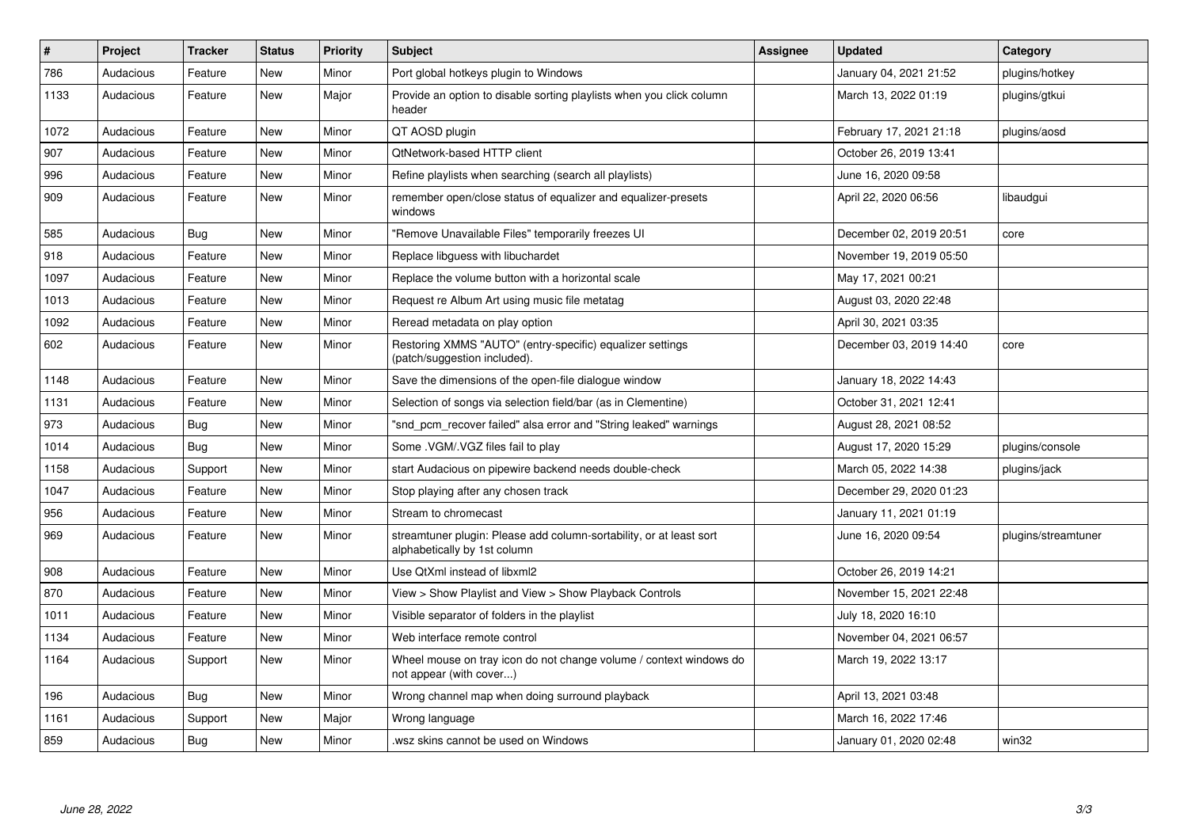| # | Project | Tracker | Status | Priority | Subject | Assignee | Updated | Category |
|---|---|---|---|---|---|---|---|---|
| 786 | Audacious | Feature | New | Minor | Port global hotkeys plugin to Windows | | January 04, 2021 21:52 | plugins/hotkey |
| 1133 | Audacious | Feature | New | Major | Provide an option to disable sorting playlists when you click column header | | March 13, 2022 01:19 | plugins/gtkui |
| 1072 | Audacious | Feature | New | Minor | QT AOSD plugin | | February 17, 2021 21:18 | plugins/aosd |
| 907 | Audacious | Feature | New | Minor | QtNetwork-based HTTP client | | October 26, 2019 13:41 | |
| 996 | Audacious | Feature | New | Minor | Refine playlists when searching (search all playlists) | | June 16, 2020 09:58 | |
| 909 | Audacious | Feature | New | Minor | remember open/close status of equalizer and equalizer-presets windows | | April 22, 2020 06:56 | libaudgui |
| 585 | Audacious | Bug | New | Minor | "Remove Unavailable Files" temporarily freezes UI | | December 02, 2019 20:51 | core |
| 918 | Audacious | Feature | New | Minor | Replace libguess with libuchardet | | November 19, 2019 05:50 | |
| 1097 | Audacious | Feature | New | Minor | Replace the volume button with a horizontal scale | | May 17, 2021 00:21 | |
| 1013 | Audacious | Feature | New | Minor | Request re Album Art using music file metatag | | August 03, 2020 22:48 | |
| 1092 | Audacious | Feature | New | Minor | Reread metadata on play option | | April 30, 2021 03:35 | |
| 602 | Audacious | Feature | New | Minor | Restoring XMMS "AUTO" (entry-specific) equalizer settings (patch/suggestion included). | | December 03, 2019 14:40 | core |
| 1148 | Audacious | Feature | New | Minor | Save the dimensions of the open-file dialogue window | | January 18, 2022 14:43 | |
| 1131 | Audacious | Feature | New | Minor | Selection of songs via selection field/bar (as in Clementine) | | October 31, 2021 12:41 | |
| 973 | Audacious | Bug | New | Minor | "snd_pcm_recover failed" alsa error and "String leaked" warnings | | August 28, 2021 08:52 | |
| 1014 | Audacious | Bug | New | Minor | Some .VGM/.VGZ files fail to play | | August 17, 2020 15:29 | plugins/console |
| 1158 | Audacious | Support | New | Minor | start Audacious on pipewire backend needs double-check | | March 05, 2022 14:38 | plugins/jack |
| 1047 | Audacious | Feature | New | Minor | Stop playing after any chosen track | | December 29, 2020 01:23 | |
| 956 | Audacious | Feature | New | Minor | Stream to chromecast | | January 11, 2021 01:19 | |
| 969 | Audacious | Feature | New | Minor | streamtuner plugin: Please add column-sortability, or at least sort alphabetically by 1st column | | June 16, 2020 09:54 | plugins/streamtuner |
| 908 | Audacious | Feature | New | Minor | Use QtXml instead of libxml2 | | October 26, 2019 14:21 | |
| 870 | Audacious | Feature | New | Minor | View > Show Playlist and View > Show Playback Controls | | November 15, 2021 22:48 | |
| 1011 | Audacious | Feature | New | Minor | Visible separator of folders in the playlist | | July 18, 2020 16:10 | |
| 1134 | Audacious | Feature | New | Minor | Web interface remote control | | November 04, 2021 06:57 | |
| 1164 | Audacious | Support | New | Minor | Wheel mouse on tray icon do not change volume / context windows do not appear (with cover...) | | March 19, 2022 13:17 | |
| 196 | Audacious | Bug | New | Minor | Wrong channel map when doing surround playback | | April 13, 2021 03:48 | |
| 1161 | Audacious | Support | New | Major | Wrong language | | March 16, 2022 17:46 | |
| 859 | Audacious | Bug | New | Minor | .wsz skins cannot be used on Windows | | January 01, 2020 02:48 | win32 |

*June 28, 2022*